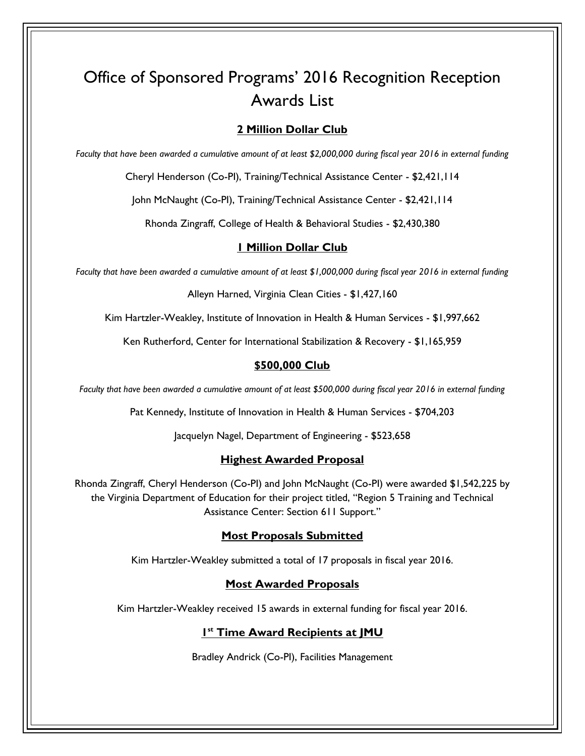# Office of Sponsored Programs' 2016 Recognition Reception Awards List

## 2 Million Dollar Club

*Faculty that have been awarded a cumulative amount of at least $2,000,000 during fiscal year 2016 in external funding*

Cheryl Henderson (Co-PI), Training/Technical Assistance Center - $2,421,114

John McNaught (Co-PI), Training/Technical Assistance Center - $2,421,114

Rhonda Zingraff, College of Health & Behavioral Studies - $2,430,380

## 1 Million Dollar Club

*Faculty that have been awarded a cumulative amount of at least $1,000,000 during fiscal year 2016 in external funding*

Alleyn Harned, Virginia Clean Cities - $1,427,160

Kim Hartzler-Weakley, Institute of Innovation in Health & Human Services - $1,997,662

Ken Rutherford, Center for International Stabilization & Recovery - $1,165,959

## $500,000 Club

*Faculty that have been awarded a cumulative amount of at least $500,000 during fiscal year 2016 in external funding*

Pat Kennedy, Institute of Innovation in Health & Human Services - $704,203

Jacquelyn Nagel, Department of Engineering - $523,658

## Highest Awarded Proposal

Rhonda Zingraff, Cheryl Henderson (Co-PI) and John McNaught (Co-PI) were awarded $1,542,225 by the Virginia Department of Education for their project titled, "Region 5 Training and Technical Assistance Center: Section 611 Support."

## Most Proposals Submitted

Kim Hartzler-Weakley submitted a total of 17 proposals in fiscal year 2016.

## Most Awarded Proposals

Kim Hartzler-Weakley received 15 awards in external funding for fiscal year 2016.

## 1st Time Award Recipients at JMU

Bradley Andrick (Co-PI), Facilities Management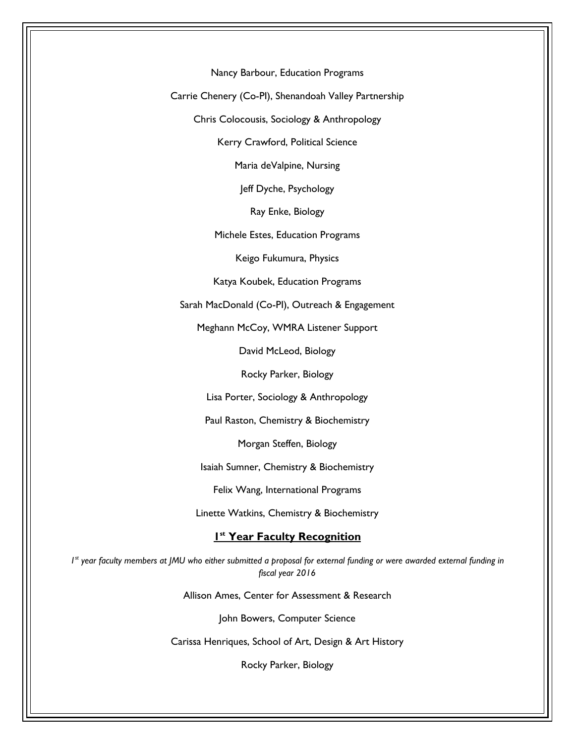Nancy Barbour, Education Programs

Carrie Chenery (Co-PI), Shenandoah Valley Partnership

Chris Colocousis, Sociology & Anthropology

Kerry Crawford, Political Science

Maria deValpine, Nursing

Jeff Dyche, Psychology

Ray Enke, Biology

Michele Estes, Education Programs

Keigo Fukumura, Physics

Katya Koubek, Education Programs

Sarah MacDonald (Co-PI), Outreach & Engagement

Meghann McCoy, WMRA Listener Support

David McLeod, Biology

Rocky Parker, Biology

Lisa Porter, Sociology & Anthropology

Paul Raston, Chemistry & Biochemistry

Morgan Steffen, Biology

Isaiah Sumner, Chemistry & Biochemistry

Felix Wang, International Programs

Linette Watkins, Chemistry & Biochemistry

## **1st Year Faculty Recognition**

*1st year faculty members at JMU who either submitted a proposal for external funding or were awarded external funding in fiscal year 2016*

Allison Ames, Center for Assessment & Research

John Bowers, Computer Science

Carissa Henriques, School of Art, Design & Art History

Rocky Parker, Biology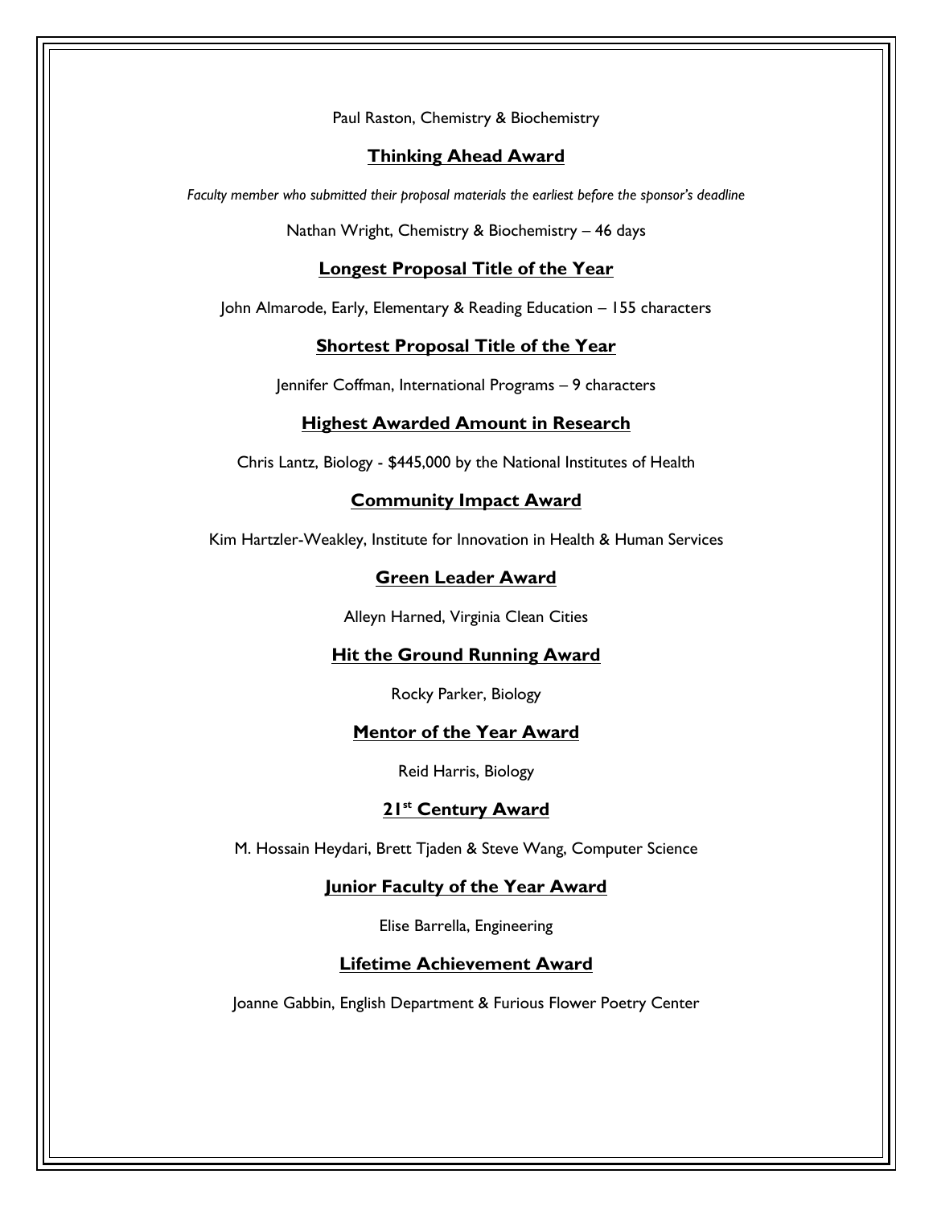Paul Raston, Chemistry & Biochemistry

### Thinking Ahead Award

*Faculty member who submitted their proposal materials the earliest before the sponsor's deadline*

Nathan Wright, Chemistry & Biochemistry – 46 days

### Longest Proposal Title of the Year

John Almarode, Early, Elementary & Reading Education – 155 characters

### Shortest Proposal Title of the Year

Jennifer Coffman, International Programs – 9 characters

### Highest Awarded Amount in Research

Chris Lantz, Biology - $445,000 by the National Institutes of Health

### Community Impact Award

Kim Hartzler-Weakley, Institute for Innovation in Health & Human Services

### Green Leader Award

Alleyn Harned, Virginia Clean Cities

### Hit the Ground Running Award

Rocky Parker, Biology

### Mentor of the Year Award

Reid Harris, Biology

### 21st Century Award

M. Hossain Heydari, Brett Tjaden & Steve Wang, Computer Science

### Junior Faculty of the Year Award

Elise Barrella, Engineering

### Lifetime Achievement Award

Joanne Gabbin, English Department & Furious Flower Poetry Center